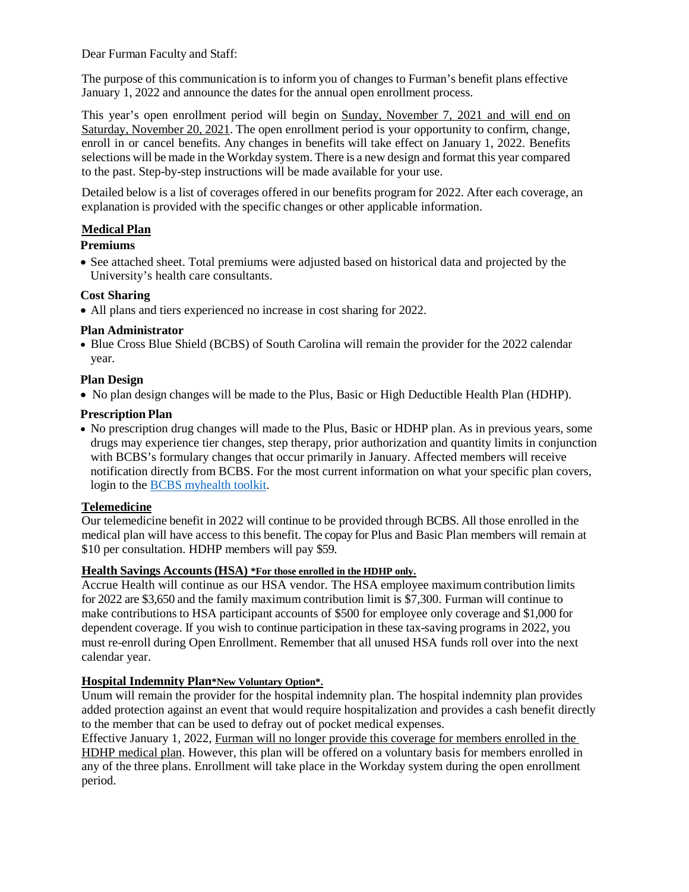Dear Furman Faculty and Staff:

The purpose of this communication is to inform you of changes to Furman's benefit plans effective January 1, 2022 and announce the dates for the annual open enrollment process.

This year's open enrollment period will begin on Sunday, November 7, 2021 and will end on Saturday, November 20, 2021. The open enrollment period is your opportunity to confirm, change, enroll in or cancel benefits. Any changes in benefits will take effect on January 1, 2022. Benefits selections will be made in the Workday system. There is a new design and format this year compared to the past. Step-by-step instructions will be made available for your use.

Detailed below is a list of coverages offered in our benefits program for 2022. After each coverage, an explanation is provided with the specific changes or other applicable information.

## Medical Plan

### Premiums

- See attached sheet. Total premiums were adjusted based on historical data and projected by the University's health care consultants.

### Cost Sharing

- All plans and tiers experienced no increase in cost sharing for 2022.

### Plan Administrator

- Blue Cross Blue Shield (BCBS) of South Carolina will remain the provider for the 2022 calendar year.

### Plan Design

- No plan design changes will be made to the Plus, Basic or High Deductible Health Plan (HDHP).

### Prescription Plan

- No prescription drug changes will made to the Plus, Basic or HDHP plan. As in previous years, some drugs may experience tier changes, step therapy, prior authorization and quantity limits in conjunction with BCBS's formulary changes that occur primarily in January. Affected members will receive notification directly from BCBS. For the most current information on what your specific plan covers, login to the BCBS myhealth toolkit.

## Telemedicine

Our telemedicine benefit in 2022 will continue to be provided through BCBS. All those enrolled in the medical plan will have access to this benefit. The copay for Plus and Basic Plan members will remain at $10 per consultation. HDHP members will pay $59.

## Health Savings Accounts (HSA) *For those enrolled in the HDHP only.

Accrue Health will continue as our HSA vendor. The HSA employee maximum contribution limits for 2022 are $3,650 and the family maximum contribution limit is $7,300. Furman will continue to make contributions to HSA participant accounts of $500 for employee only coverage and $1,000 for dependent coverage. If you wish to continue participation in these tax-saving programs in 2022, you must re-enroll during Open Enrollment. Remember that all unused HSA funds roll over into the next calendar year.

## Hospital Indemnity Plan *New Voluntary Option*.

Unum will remain the provider for the hospital indemnity plan. The hospital indemnity plan provides added protection against an event that would require hospitalization and provides a cash benefit directly to the member that can be used to defray out of pocket medical expenses.

Effective January 1, 2022, Furman will no longer provide this coverage for members enrolled in the HDHP medical plan. However, this plan will be offered on a voluntary basis for members enrolled in any of the three plans. Enrollment will take place in the Workday system during the open enrollment period.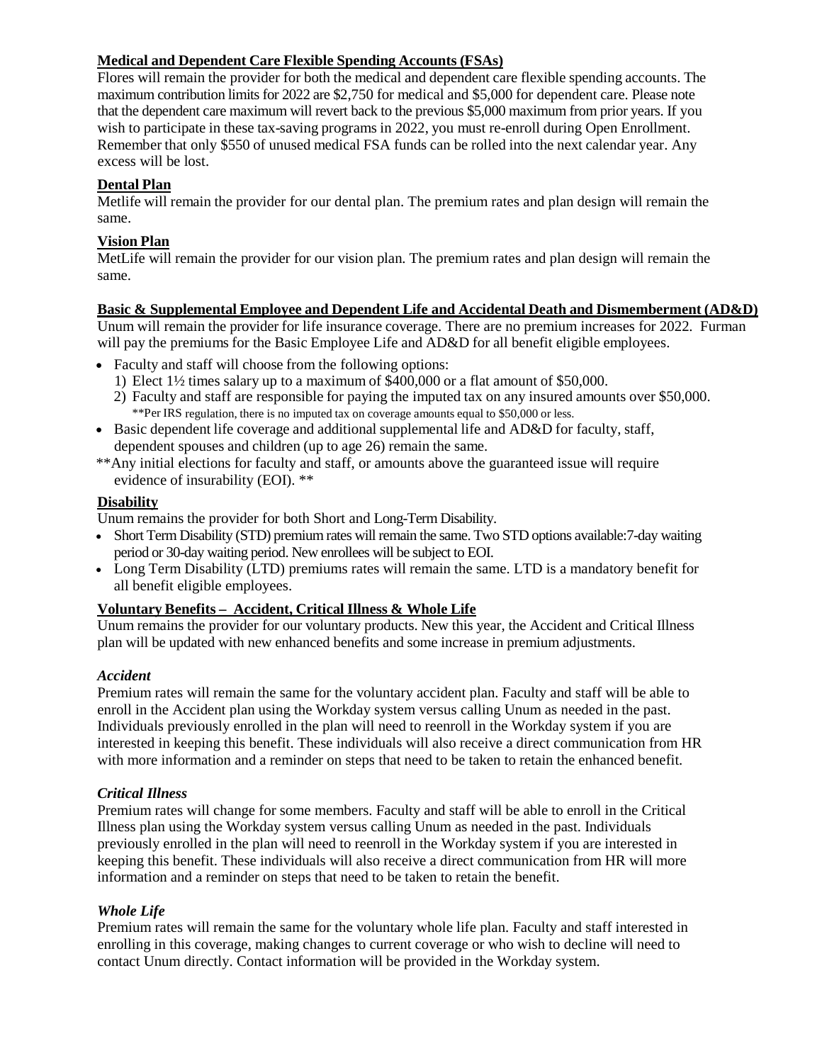**<u>Medical and Dependent Care Flexible Spending Accounts (FSAs)</u>**

Flores will remain the provider for both the medical and dependent care flexible spending accounts. The maximum contribution limits for 2022 are $2,750 for medical and $5,000 for dependent care. Please note that the dependent care maximum will revert back to the previous $5,000 maximum from prior years. If you wish to participate in these tax-saving programs in 2022, you must re-enroll during Open Enrollment. Remember that only $550 of unused medical FSA funds can be rolled into the next calendar year. Any excess will be lost.

**<u>Dental Plan</u>**

Metlife will remain the provider for our dental plan. The premium rates and plan design will remain the same.

**<u>Vision Plan</u>**

MetLife will remain the provider for our vision plan. The premium rates and plan design will remain the same.

**<u>Basic & Supplemental Employee and Dependent Life and Accidental Death and Dismemberment (AD&D)</u>**

Unum will remain the provider for life insurance coverage. There are no premium increases for 2022. Furman will pay the premiums for the Basic Employee Life and AD&D for all benefit eligible employees.

- Faculty and staff will choose from the following options:
  1) Elect 1½ times salary up to a maximum of $400,000 or a flat amount of $50,000.
  2) Faculty and staff are responsible for paying the imputed tax on any insured amounts over $50,000.
     **Per IRS regulation, there is no imputed tax on coverage amounts equal to $50,000 or less.
- Basic dependent life coverage and additional supplemental life and AD&D for faculty, staff, dependent spouses and children (up to age 26) remain the same.

**Any initial elections for faculty and staff, or amounts above the guaranteed issue will require evidence of insurability (EOI). **

**<u>Disability</u>**

Unum remains the provider for both Short and Long-Term Disability.

- Short Term Disability (STD) premium rates will remain the same. Two STD options available:7-day waiting period or 30-day waiting period. New enrollees will be subject to EOI.
- Long Term Disability (LTD) premiums rates will remain the same. LTD is a mandatory benefit for all benefit eligible employees.

**<u>Voluntary Benefits – Accident, Critical Illness & Whole Life</u>**

Unum remains the provider for our voluntary products. New this year, the Accident and Critical Illness plan will be updated with new enhanced benefits and some increase in premium adjustments.

***Accident***

Premium rates will remain the same for the voluntary accident plan. Faculty and staff will be able to enroll in the Accident plan using the Workday system versus calling Unum as needed in the past. Individuals previously enrolled in the plan will need to reenroll in the Workday system if you are interested in keeping this benefit. These individuals will also receive a direct communication from HR with more information and a reminder on steps that need to be taken to retain the enhanced benefit.

***Critical Illness***

Premium rates will change for some members. Faculty and staff will be able to enroll in the Critical Illness plan using the Workday system versus calling Unum as needed in the past. Individuals previously enrolled in the plan will need to reenroll in the Workday system if you are interested in keeping this benefit. These individuals will also receive a direct communication from HR will more information and a reminder on steps that need to be taken to retain the benefit.

***Whole Life***

Premium rates will remain the same for the voluntary whole life plan. Faculty and staff interested in enrolling in this coverage, making changes to current coverage or who wish to decline will need to contact Unum directly. Contact information will be provided in the Workday system.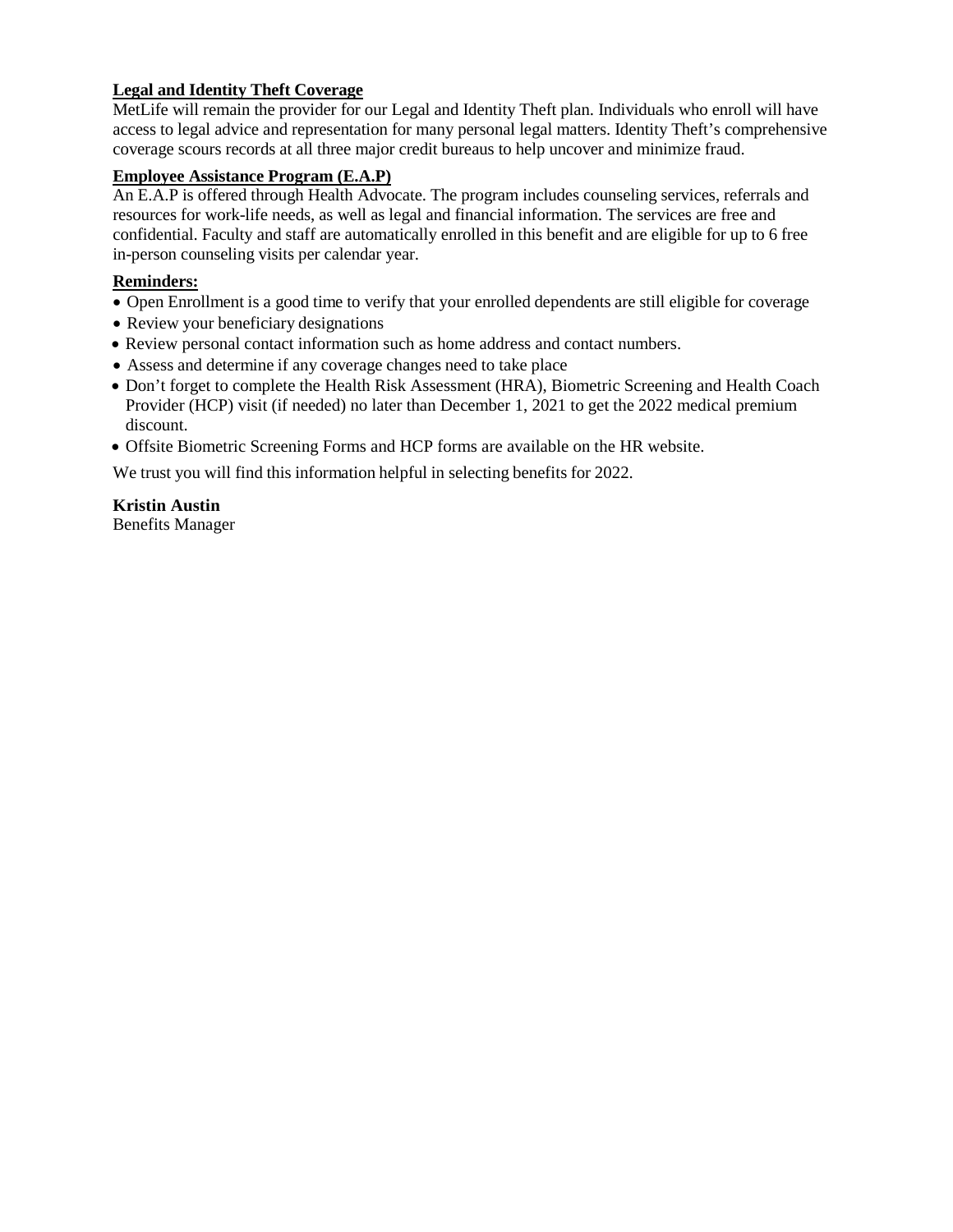**Legal and Identity Theft Coverage**

MetLife will remain the provider for our Legal and Identity Theft plan. Individuals who enroll will have access to legal advice and representation for many personal legal matters. Identity Theft's comprehensive coverage scours records at all three major credit bureaus to help uncover and minimize fraud.

**Employee Assistance Program (E.A.P)**

An E.A.P is offered through Health Advocate. The program includes counseling services, referrals and resources for work-life needs, as well as legal and financial information. The services are free and confidential. Faculty and staff are automatically enrolled in this benefit and are eligible for up to 6 free in-person counseling visits per calendar year.

**Reminders:**

- Open Enrollment is a good time to verify that your enrolled dependents are still eligible for coverage
- Review your beneficiary designations
- Review personal contact information such as home address and contact numbers.
- Assess and determine if any coverage changes need to take place
- Don't forget to complete the Health Risk Assessment (HRA), Biometric Screening and Health Coach Provider (HCP) visit (if needed) no later than December 1, 2021 to get the 2022 medical premium discount.
- Offsite Biometric Screening Forms and HCP forms are available on the HR website.

We trust you will find this information helpful in selecting benefits for 2022.

**Kristin Austin**
Benefits Manager